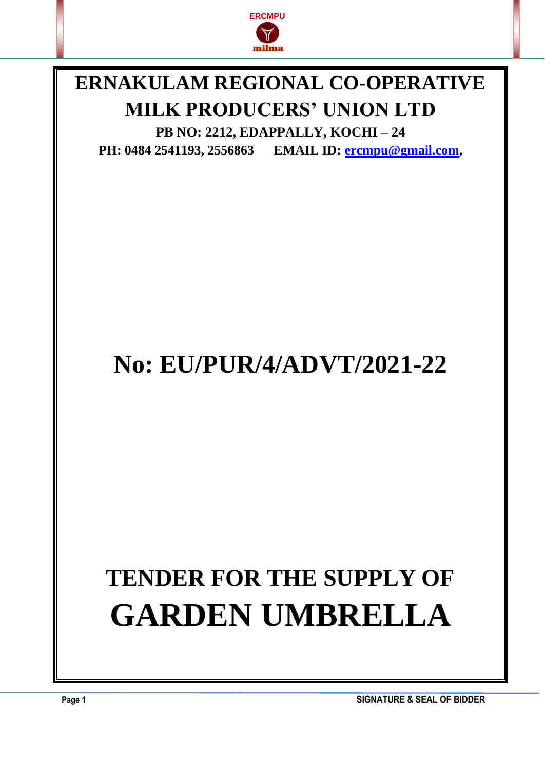# ERNAKULAM REGIONAL CO-OPERATIVE MILK PRODUCERS' UNION LTD

**PB NO: 2212, EDAPPALLY, KOCHI – 24**

**PH: 0484 2541193, 2556863 EMAIL ID: ercmpu@gmail.com,**

# No: EU/PUR/4/ADVT/2021-22

# TENDER FOR THE SUPPLY OF GARDEN UMBRELLA

**SIGNATURE & SEAL OF BIDDER**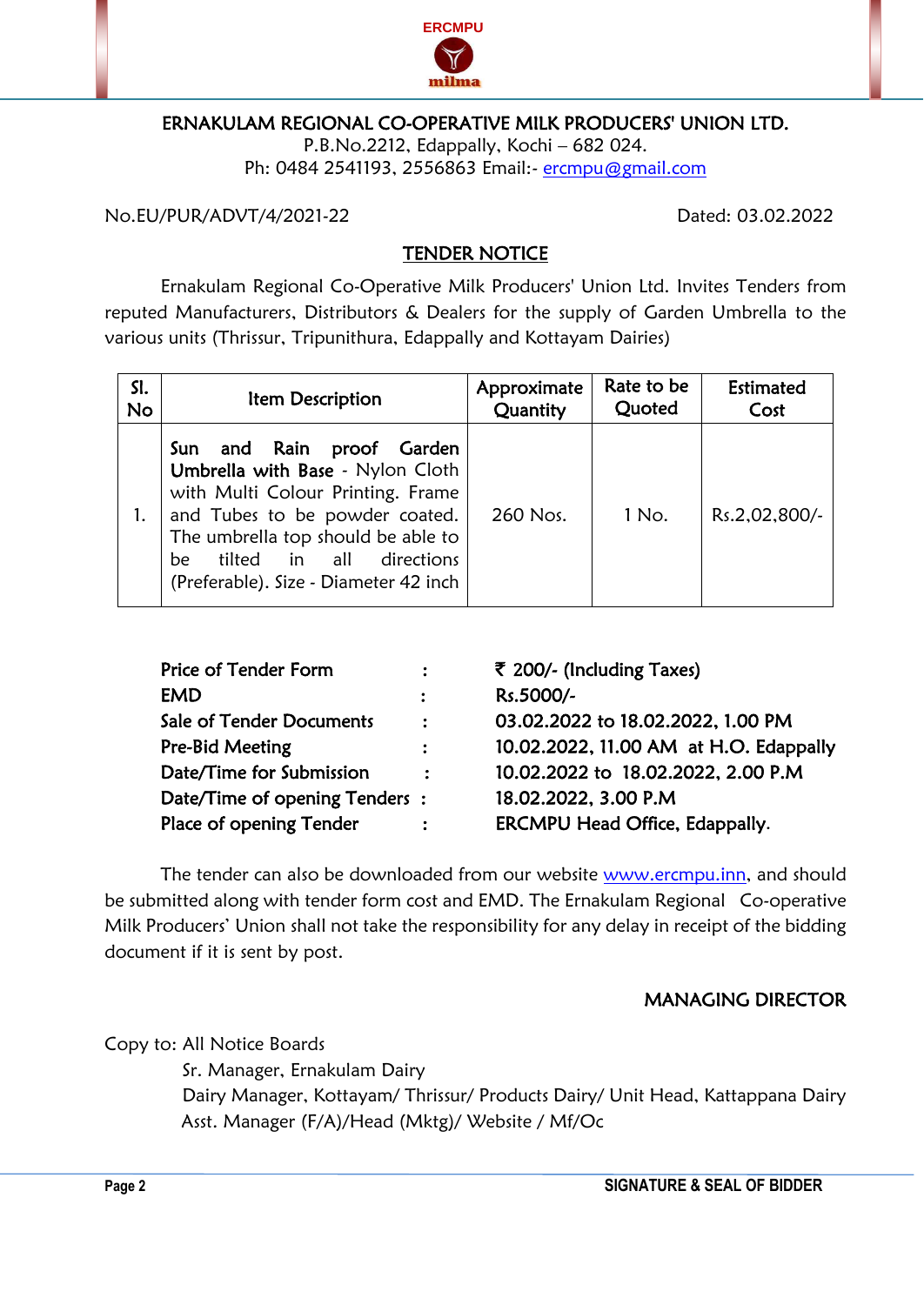ERCMPU

milma

# ERNAKULAM REGIONAL CO-OPERATIVE MILK PRODUCERS' UNION LTD.

P.B.No.2212, Edappally, Kochi – 682 024.
Ph: 0484 2541193, 2556863 Email:- ercmpu@gmail.com

No.EU/PUR/ADVT/4/2021-22 Dated: 03.02.2022

## TENDER NOTICE

Ernakulam Regional Co-Operative Milk Producers' Union Ltd. Invites Tenders from reputed Manufacturers, Distributors & Dealers for the supply of Garden Umbrella to the various units (Thrissur, Tripunithura, Edappally and Kottayam Dairies)

| Sl. No | Item Description | Approximate Quantity | Rate to be Quoted | Estimated Cost |
|---|---|---|---|---|
| 1. | **Sun and Rain proof Garden Umbrella with Base** - Nylon Cloth with Multi Colour Printing. Frame and Tubes to be powder coated. The umbrella top should be able to be tilted in all directions (Preferable). Size - Diameter 42 inch | 260 Nos. | 1 No. | Rs.2,02,800/- |

| | | |
|---|---|---|
| **Price of Tender Form** | : | **₹ 200/- (Including Taxes)** |
| **EMD** | : | **Rs.5000/-** |
| **Sale of Tender Documents** | : | **03.02.2022 to 18.02.2022, 1.00 PM** |
| **Pre-Bid Meeting** | : | **10.02.2022, 11.00 AM at H.O. Edappally** |
| **Date/Time for Submission** | : | **10.02.2022 to 18.02.2022, 2.00 P.M** |
| **Date/Time of opening Tenders** | : | **18.02.2022, 3.00 P.M** |
| **Place of opening Tender** | : | **ERCMPU Head Office, Edappally.** |

The tender can also be downloaded from our website www.ercmpu.inn, and should be submitted along with tender form cost and EMD. The Ernakulam Regional Co-operative Milk Producers' Union shall not take the responsibility for any delay in receipt of the bidding document if it is sent by post.

**MANAGING DIRECTOR**

Copy to: All Notice Boards
Sr. Manager, Ernakulam Dairy
Dairy Manager, Kottayam/ Thrissur/ Products Dairy/ Unit Head, Kattappana Dairy
Asst. Manager (F/A)/Head (Mktg)/ Website / Mf/Oc

**SIGNATURE & SEAL OF BIDDER**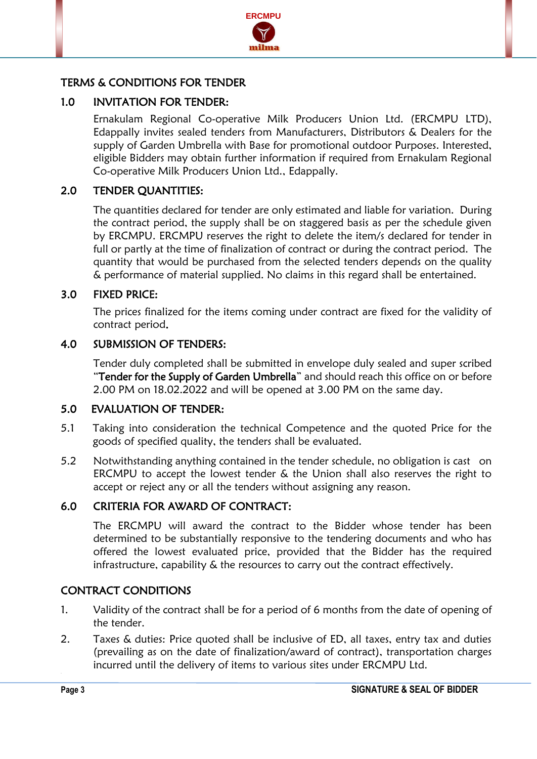## TERMS & CONDITIONS FOR TENDER

### 1.0 INVITATION FOR TENDER:

Ernakulam Regional Co-operative Milk Producers Union Ltd. (ERCMPU LTD), Edappally invites sealed tenders from Manufacturers, Distributors & Dealers for the supply of Garden Umbrella with Base for promotional outdoor Purposes. Interested, eligible Bidders may obtain further information if required from Ernakulam Regional Co-operative Milk Producers Union Ltd., Edappally.

### 2.0 TENDER QUANTITIES:

The quantities declared for tender are only estimated and liable for variation. During the contract period, the supply shall be on staggered basis as per the schedule given by ERCMPU. ERCMPU reserves the right to delete the item/s declared for tender in full or partly at the time of finalization of contract or during the contract period. The quantity that would be purchased from the selected tenders depends on the quality & performance of material supplied. No claims in this regard shall be entertained.

### 3.0 FIXED PRICE:

The prices finalized for the items coming under contract are fixed for the validity of contract period.

### 4.0 SUBMISSION OF TENDERS:

Tender duly completed shall be submitted in envelope duly sealed and super scribed "**Tender for the Supply of Garden Umbrella**" and should reach this office on or before 2.00 PM on 18.02.2022 and will be opened at 3.00 PM on the same day.

### 5.0 EVALUATION OF TENDER:

5.1 Taking into consideration the technical Competence and the quoted Price for the goods of specified quality, the tenders shall be evaluated.

5.2 Notwithstanding anything contained in the tender schedule, no obligation is cast on ERCMPU to accept the lowest tender & the Union shall also reserves the right to accept or reject any or all the tenders without assigning any reason.

### 6.0 CRITERIA FOR AWARD OF CONTRACT:

The ERCMPU will award the contract to the Bidder whose tender has been determined to be substantially responsive to the tendering documents and who has offered the lowest evaluated price, provided that the Bidder has the required infrastructure, capability & the resources to carry out the contract effectively.

## CONTRACT CONDITIONS

1. Validity of the contract shall be for a period of 6 months from the date of opening of the tender.
2. Taxes & duties: Price quoted shall be inclusive of ED, all taxes, entry tax and duties (prevailing as on the date of finalization/award of contract), transportation charges incurred until the delivery of items to various sites under ERCMPU Ltd.

SIGNATURE & SEAL OF BIDDER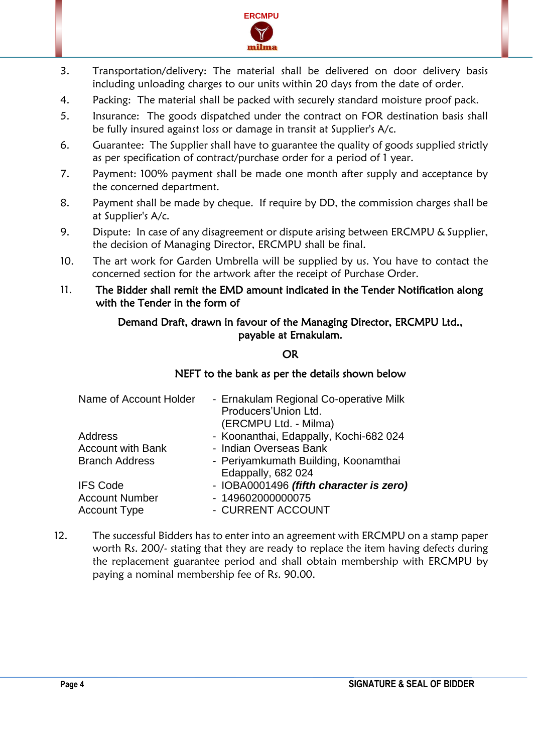3. Transportation/delivery: The material shall be delivered on door delivery basis including unloading charges to our units within 20 days from the date of order.
4. Packing: The material shall be packed with securely standard moisture proof pack.
5. Insurance: The goods dispatched under the contract on FOR destination basis shall be fully insured against loss or damage in transit at Supplier's A/c.
6. Guarantee: The Supplier shall have to guarantee the quality of goods supplied strictly as per specification of contract/purchase order for a period of 1 year.
7. Payment: 100% payment shall be made one month after supply and acceptance by the concerned department.
8. Payment shall be made by cheque. If require by DD, the commission charges shall be at Supplier's A/c.
9. Dispute: In case of any disagreement or dispute arising between ERCMPU & Supplier, the decision of Managing Director, ERCMPU shall be final.
10. The art work for Garden Umbrella will be supplied by us. You have to contact the concerned section for the artwork after the receipt of Purchase Order.
11. **The Bidder shall remit the EMD amount indicated in the Tender Notification along with the Tender in the form of**

**Demand Draft, drawn in favour of the Managing Director, ERCMPU Ltd., payable at Ernakulam.**

**OR**

**NEFT to the bank as per the details shown below**

| | |
|---|---|
| Name of Account Holder | - Ernakulam Regional Co-operative Milk Producers'Union Ltd. (ERCMPU Ltd. - Milma) |
| Address | - Koonanthai, Edappally, Kochi-682 024 |
| Account with Bank | - Indian Overseas Bank |
| Branch Address | - Periyamkumath Building, Koonamthai Edappally, 682 024 |
| IFS Code | - IOBA0001496 ***(fifth character is zero)*** |
| Account Number | - 149602000000075 |
| Account Type | - CURRENT ACCOUNT |

12. The successful Bidders has to enter into an agreement with ERCMPU on a stamp paper worth Rs. 200/- stating that they are ready to replace the item having defects during the replacement guarantee period and shall obtain membership with ERCMPU by paying a nominal membership fee of Rs. 90.00.

**SIGNATURE & SEAL OF BIDDER**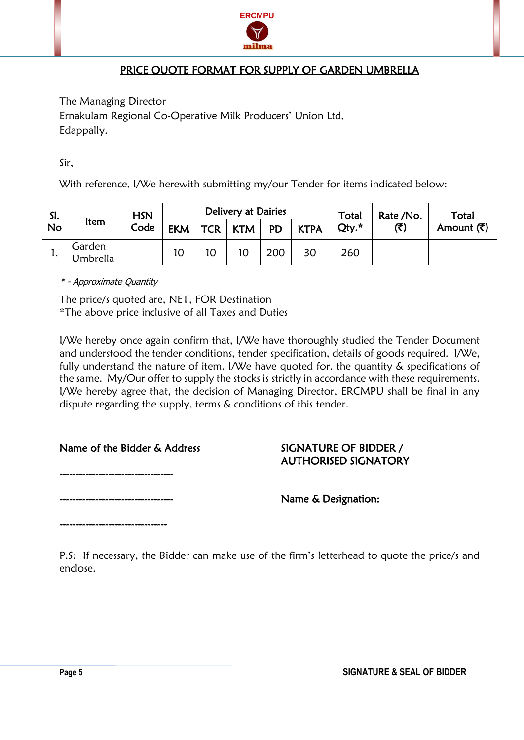## PRICE QUOTE FORMAT FOR SUPPLY OF GARDEN UMBRELLA

The Managing Director
Ernakulam Regional Co-Operative Milk Producers' Union Ltd,
Edappally.

Sir,

With reference, I/We herewith submitting my/our Tender for items indicated below:

| Sl. No | Item | HSN Code | Delivery at Dairies | | | | | Total Qty.* | Rate /No. (₹) | Total Amount (₹) |
|---|---|---|---|---|---|---|---|---|---|---|
| | | | EKM | TCR | KTM | PD | KTPA | | | |
| 1. | Garden Umbrella | | 10 | 10 | 10 | 200 | 30 | 260 | | |

*\* - Approximate Quantity*

The price/s quoted are, NET, FOR Destination
*The above price inclusive of all Taxes and Duties

I/We hereby once again confirm that, I/We have thoroughly studied the Tender Document and understood the tender conditions, tender specification, details of goods required. I/We, fully understand the nature of item, I/We have quoted for, the quantity & specifications of the same. My/Our offer to supply the stocks is strictly in accordance with these requirements. I/We hereby agree that, the decision of Managing Director, ERCMPU shall be final in any dispute regarding the supply, terms & conditions of this tender.

**Name of the Bidder & Address**

-----------------------------------

-----------------------------------

---------------------------------

**SIGNATURE OF BIDDER / AUTHORISED SIGNATORY**

**Name & Designation:**

P.S: If necessary, the Bidder can make use of the firm's letterhead to quote the price/s and enclose.

**SIGNATURE & SEAL OF BIDDER**